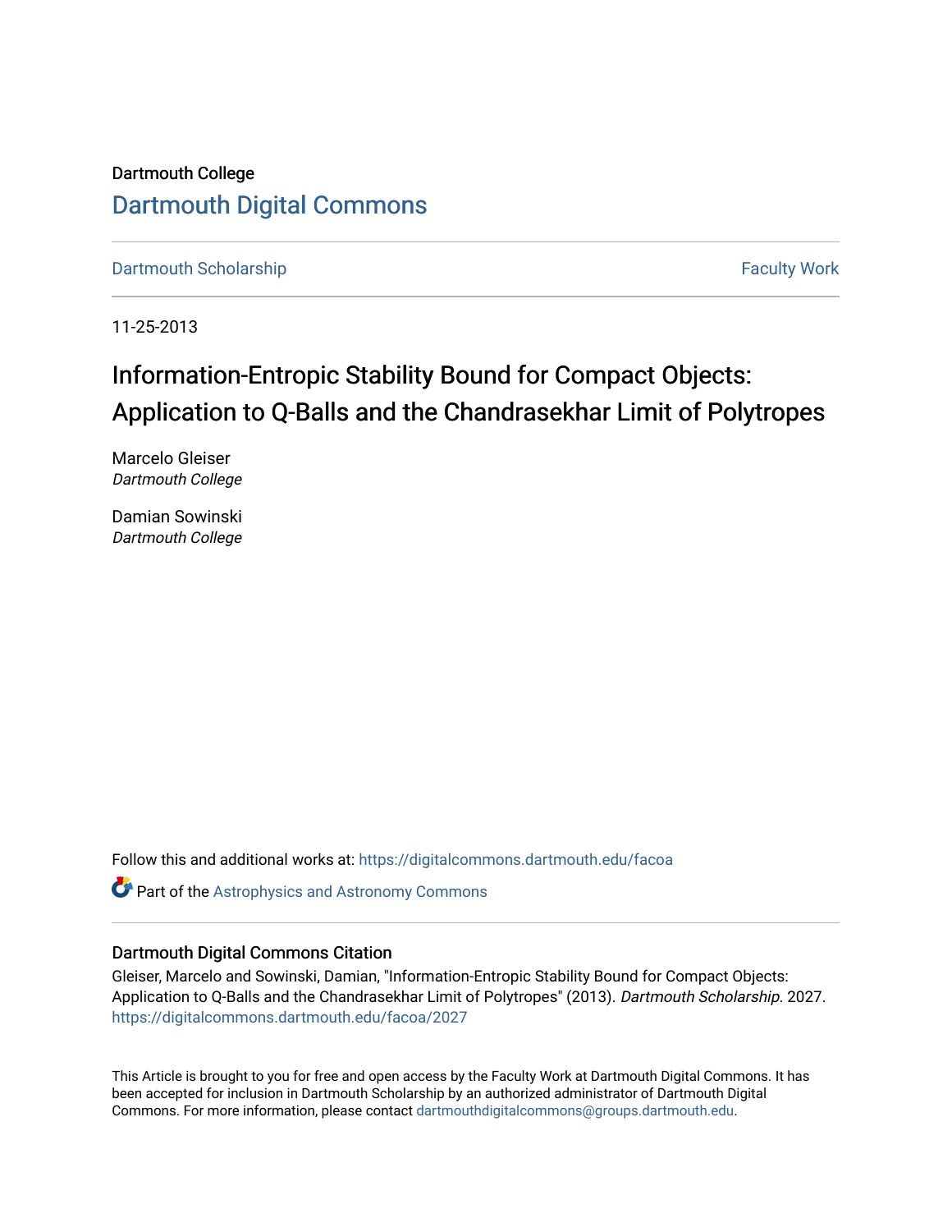Dartmouth College

# Dartmouth Digital Commons

Dartmouth Scholarship | Faculty Work

11-25-2013

# Information-Entropic Stability Bound for Compact Objects: Application to Q-Balls and the Chandrasekhar Limit of Polytropes

Marcelo Gleiser
*Dartmouth College*

Damian Sowinski
*Dartmouth College*

Follow this and additional works at: https://digitalcommons.dartmouth.edu/facoa

Part of the Astrophysics and Astronomy Commons

## Dartmouth Digital Commons Citation

Gleiser, Marcelo and Sowinski, Damian, "Information-Entropic Stability Bound for Compact Objects: Application to Q-Balls and the Chandrasekhar Limit of Polytropes" (2013). *Dartmouth Scholarship*. 2027.
https://digitalcommons.dartmouth.edu/facoa/2027

This Article is brought to you for free and open access by the Faculty Work at Dartmouth Digital Commons. It has been accepted for inclusion in Dartmouth Scholarship by an authorized administrator of Dartmouth Digital Commons. For more information, please contact dartmouthdigitalcommons@groups.dartmouth.edu.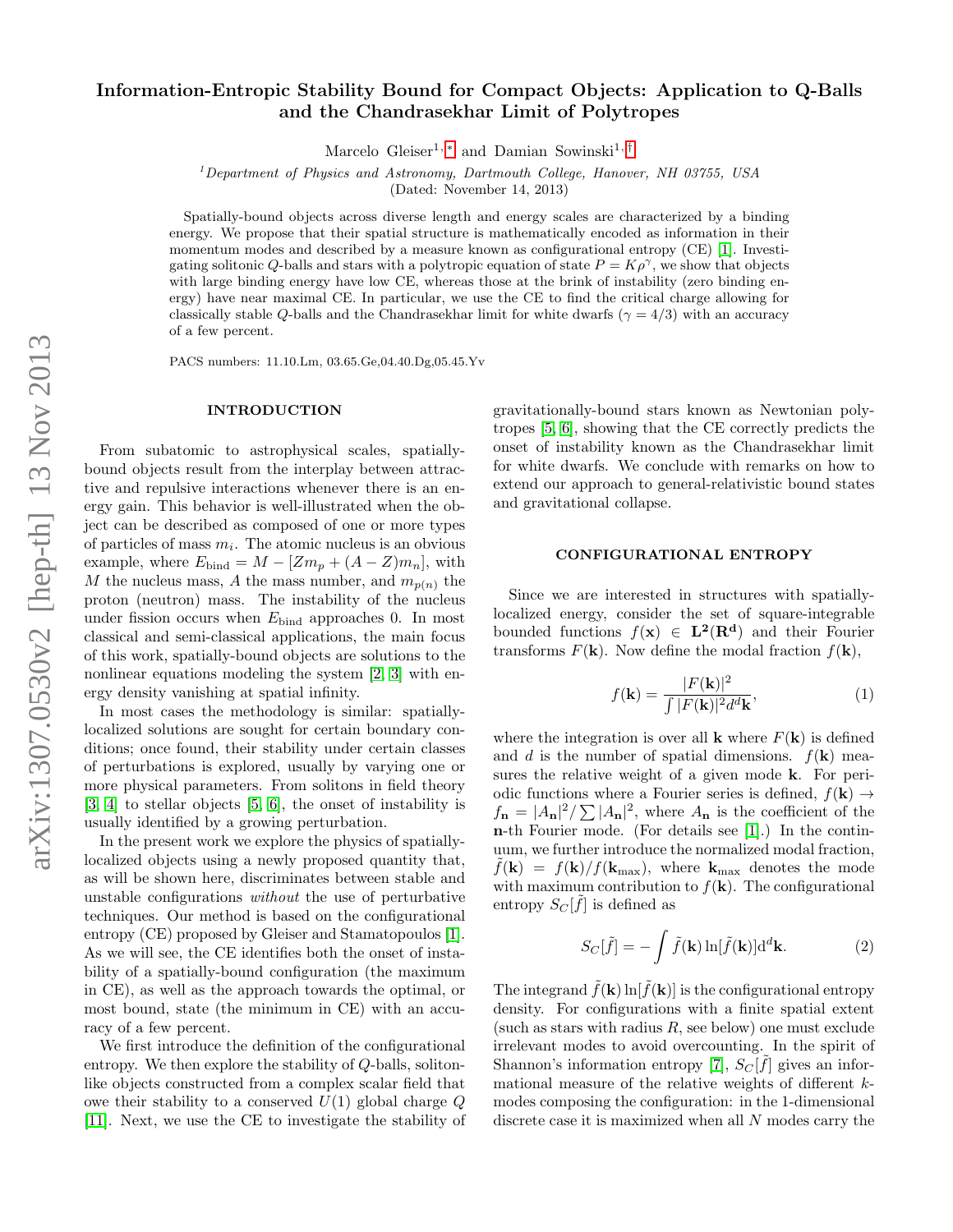# Information-Entropic Stability Bound for Compact Objects: Application to Q-Balls and the Chandrasekhar Limit of Polytropes

Marcelo Gleiser[1,*] and Damian Sowinski[1,†]

[1]*Department of Physics and Astronomy, Dartmouth College, Hanover, NH 03755, USA*

(Dated: November 14, 2013)

Spatially-bound objects across diverse length and energy scales are characterized by a binding energy. We propose that their spatial structure is mathematically encoded as information in their momentum modes and described by a measure known as configurational entropy (CE) [1]. Investigating solitonic $Q$-balls and stars with a polytropic equation of state $P = K\rho^{\gamma}$, we show that objects with large binding energy have low CE, whereas those at the brink of instability (zero binding energy) have near maximal CE. In particular, we use the CE to find the critical charge allowing for classically stable $Q$-balls and the Chandrasekhar limit for white dwarfs ($\gamma = 4/3$) with an accuracy of a few percent.

PACS numbers: 11.10.Lm, 03.65.Ge,04.40.Dg,05.45.Yv

## INTRODUCTION

From subatomic to astrophysical scales, spatially-bound objects result from the interplay between attractive and repulsive interactions whenever there is an energy gain. This behavior is well-illustrated when the object can be described as composed of one or more types of particles of mass $m_i$. The atomic nucleus is an obvious example, where $E_{\rm bind} = M - [Zm_p + (A - Z)m_n]$, with $M$ the nucleus mass, $A$ the mass number, and $m_{p(n)}$ the proton (neutron) mass. The instability of the nucleus under fission occurs when $E_{\rm bind}$ approaches 0. In most classical and semi-classical applications, the main focus of this work, spatially-bound objects are solutions to the nonlinear equations modeling the system [2, 3] with energy density vanishing at spatial infinity.

In most cases the methodology is similar: spatially-localized solutions are sought for certain boundary conditions; once found, their stability under certain classes of perturbations is explored, usually by varying one or more physical parameters. From solitons in field theory [3, 4] to stellar objects [5, 6], the onset of instability is usually identified by a growing perturbation.

In the present work we explore the physics of spatially-localized objects using a newly proposed quantity that, as will be shown here, discriminates between stable and unstable configurations *without* the use of perturbative techniques. Our method is based on the configurational entropy (CE) proposed by Gleiser and Stamatopoulos [1]. As we will see, the CE identifies both the onset of instability of a spatially-bound configuration (the maximum in CE), as well as the approach towards the optimal, or most bound, state (the minimum in CE) with an accuracy of a few percent.

We first introduce the definition of the configurational entropy. We then explore the stability of $Q$-balls, soliton-like objects constructed from a complex scalar field that owe their stability to a conserved $U(1)$ global charge $Q$ [11]. Next, we use the CE to investigate the stability of gravitationally-bound stars known as Newtonian polytropes [5, 6], showing that the CE correctly predicts the onset of instability known as the Chandrasekhar limit for white dwarfs. We conclude with remarks on how to extend our approach to general-relativistic bound states and gravitational collapse.

## CONFIGURATIONAL ENTROPY

Since we are interested in structures with spatially-localized energy, consider the set of square-integrable bounded functions $f(\mathbf{x}) \in \mathbf{L^2(R^d)}$ and their Fourier transforms $F(\mathbf{k})$. Now define the modal fraction $f(\mathbf{k})$,

$$f(\mathbf{k}) = \frac{|F(\mathbf{k})|^2}{\int |F(\mathbf{k})|^2 d^d\mathbf{k}}, \tag{1}$$

where the integration is over all $\mathbf{k}$ where $F(\mathbf{k})$ is defined and $d$ is the number of spatial dimensions. $f(\mathbf{k})$ measures the relative weight of a given mode $\mathbf{k}$. For periodic functions where a Fourier series is defined, $f(\mathbf{k}) \to f_{\mathbf{n}} = |A_{\mathbf{n}}|^2/\sum |A_{\mathbf{n}}|^2$, where $A_{\mathbf{n}}$ is the coefficient of the $\mathbf{n}$-th Fourier mode. (For details see [1].) In the continuum, we further introduce the normalized modal fraction, $\tilde{f}(\mathbf{k}) = f(\mathbf{k})/f(\mathbf{k}_{\rm max})$, where $\mathbf{k}_{\rm max}$ denotes the mode with maximum contribution to $f(\mathbf{k})$. The configurational entropy $S_C[\tilde{f}]$ is defined as

$$S_C[\tilde{f}] = -\int \tilde{f}(\mathbf{k}) \ln[\tilde{f}(\mathbf{k})] \mathrm{d}^d\mathbf{k}. \tag{2}$$

The integrand $\tilde{f}(\mathbf{k}) \ln[\tilde{f}(\mathbf{k})]$ is the configurational entropy density. For configurations with a finite spatial extent (such as stars with radius $R$, see below) one must exclude irrelevant modes to avoid overcounting. In the spirit of Shannon's information entropy [7], $S_C[\tilde{f}]$ gives an informational measure of the relative weights of different $k$-modes composing the configuration: in the 1-dimensional discrete case it is maximized when all $N$ modes carry the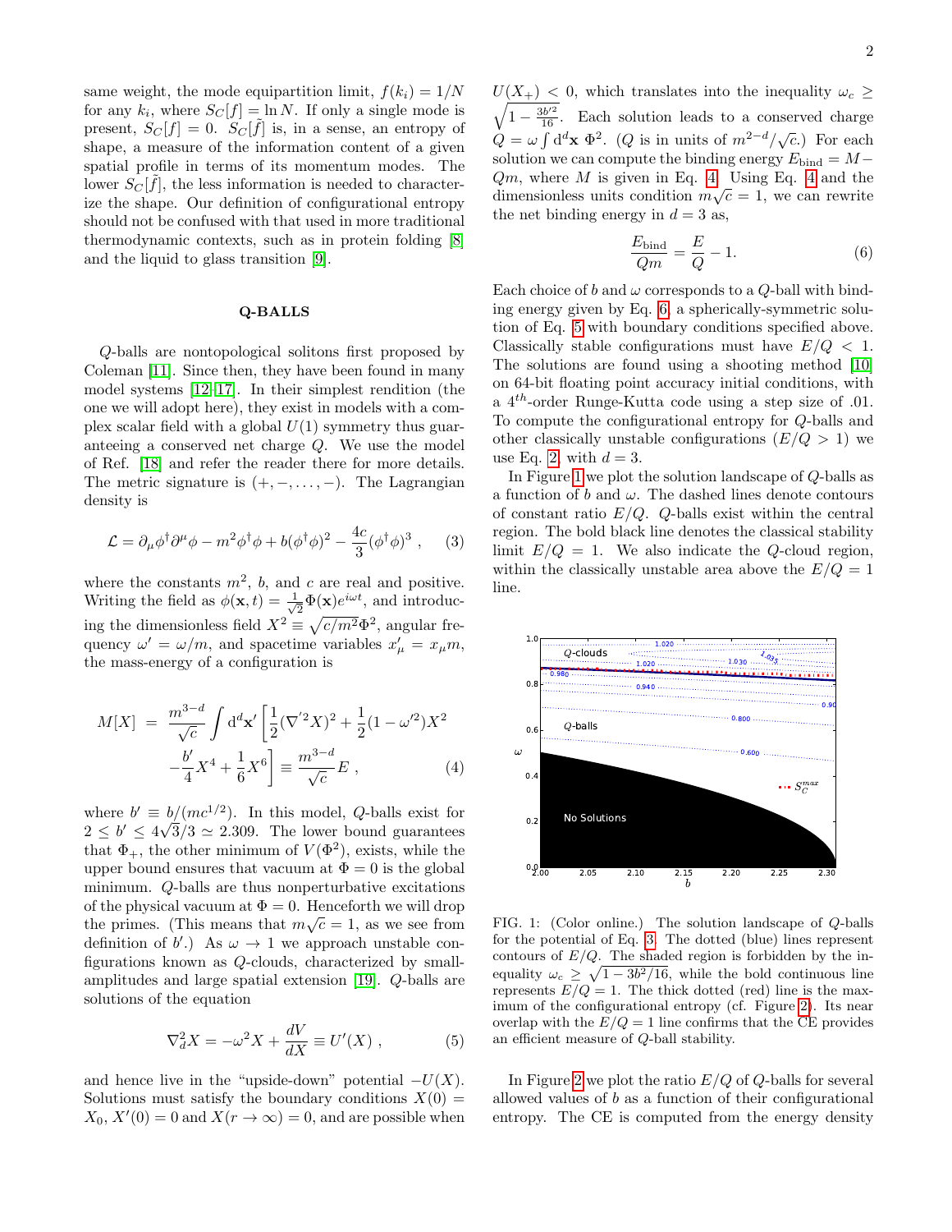same weight, the mode equipartition limit, $f(k_i) = 1/N$ for any $k_i$, where $S_C[f] = \ln N$. If only a single mode is present, $S_C[f] = 0$. $S_C[\tilde{f}]$ is, in a sense, an entropy of shape, a measure of the information content of a given spatial profile in terms of its momentum modes. The lower $S_C[\tilde{f}]$, the less information is needed to characterize the shape. Our definition of configurational entropy should not be confused with that used in more traditional thermodynamic contexts, such as in protein folding [8] and the liquid to glass transition [9].

## Q-BALLS

$Q$-balls are nontopological solitons first proposed by Coleman [11]. Since then, they have been found in many model systems [12–17]. In their simplest rendition (the one we will adopt here), they exist in models with a complex scalar field with a global $U(1)$ symmetry thus guaranteeing a conserved net charge $Q$. We use the model of Ref. [18] and refer the reader there for more details. The metric signature is $(+, -, \ldots, -)$. The Lagrangian density is

$$\mathcal{L} = \partial_\mu \phi^\dagger \partial^\mu \phi - m^2 \phi^\dagger \phi + b(\phi^\dagger \phi)^2 - \frac{4c}{3}(\phi^\dagger \phi)^3 \ , \quad (3)$$

where the constants $m^2$, $b$, and $c$ are real and positive. Writing the field as $\phi(\mathbf{x}, t) = \frac{1}{\sqrt{2}}\Phi(\mathbf{x})e^{i\omega t}$, and introducing the dimensionless field $X^2 \equiv \sqrt{c/m^2}\Phi^2$, angular frequency $\omega' = \omega/m$, and spacetime variables $x'_\mu = x_\mu m$, the mass-energy of a configuration is

$$M[X] = \frac{m^{3-d}}{\sqrt{c}} \int \mathrm{d}^d\mathbf{x}' \left[\frac{1}{2}(\nabla'^2 X)^2 + \frac{1}{2}(1-\omega'^2)X^2 - \frac{b'}{4}X^4 + \frac{1}{6}X^6\right] \equiv \frac{m^{3-d}}{\sqrt{c}} E \ , \quad (4)$$

where $b' \equiv b/(mc^{1/2})$. In this model, $Q$-balls exist for $2 \leq b' \leq 4\sqrt{3}/3 \simeq 2.309$. The lower bound guarantees that $\Phi_+$, the other minimum of $V(\Phi^2)$, exists, while the upper bound ensures that vacuum at $\Phi = 0$ is the global minimum. $Q$-balls are thus nonperturbative excitations of the physical vacuum at $\Phi = 0$. Henceforth we will drop the primes. (This means that $m\sqrt{c} = 1$, as we see from definition of $b'$.) As $\omega \to 1$ we approach unstable configurations known as $Q$-clouds, characterized by small-amplitudes and large spatial extension [19]. $Q$-balls are solutions of the equation

$$\nabla_d^2 X = -\omega^2 X + \frac{dV}{dX} \equiv U'(X) \ , \quad (5)$$

and hence live in the "upside-down" potential $-U(X)$. Solutions must satisfy the boundary conditions $X(0) = X_0$, $X'(0) = 0$ and $X(r \to \infty) = 0$, and are possible when $U(X_+) < 0$, which translates into the inequality $\omega_c \geq \sqrt{1 - \frac{3b'^2}{16}}$. Each solution leads to a conserved charge $Q = \omega \int \mathrm{d}^d\mathbf{x} \ \Phi^2$. ($Q$ is in units of $m^{2-d}/\sqrt{c}$.) For each solution we can compute the binding energy $E_{\rm bind} = M - Qm$, where $M$ is given in Eq. 4. Using Eq. 4 and the dimensionless units condition $m\sqrt{c} = 1$, we can rewrite the net binding energy in $d = 3$ as,

$$\frac{E_{\rm bind}}{Qm} = \frac{E}{Q} - 1. \quad (6)$$

Each choice of $b$ and $\omega$ corresponds to a $Q$-ball with binding energy given by Eq. 6, a spherically-symmetric solution of Eq. 5 with boundary conditions specified above. Classically stable configurations must have $E/Q < 1$. The solutions are found using a shooting method [10] on 64-bit floating point accuracy initial conditions, with a $4^{th}$-order Runge-Kutta code using a step size of .01. To compute the configurational entropy for $Q$-balls and other classically unstable configurations ($E/Q > 1$) we use Eq. 2 with $d = 3$.

In Figure 1 we plot the solution landscape of $Q$-balls as a function of $b$ and $\omega$. The dashed lines denote contours of constant ratio $E/Q$. $Q$-balls exist within the central region. The bold black line denotes the classical stability limit $E/Q = 1$. We also indicate the $Q$-cloud region, within the classically unstable area above the $E/Q = 1$ line.

FIG. 1: (Color online.) The solution landscape of $Q$-balls for the potential of Eq. 3. The dotted (blue) lines represent contours of $E/Q$. The shaded region is forbidden by the inequality $\omega_c \geq \sqrt{1 - 3b^2/16}$, while the bold continuous line represents $E/Q = 1$. The thick dotted (red) line is the maximum of the configurational entropy (cf. Figure 2). Its near overlap with the $E/Q = 1$ line confirms that the CE provides an efficient measure of $Q$-ball stability.

In Figure 2 we plot the ratio $E/Q$ of $Q$-balls for several allowed values of $b$ as a function of their configurational entropy. The CE is computed from the energy density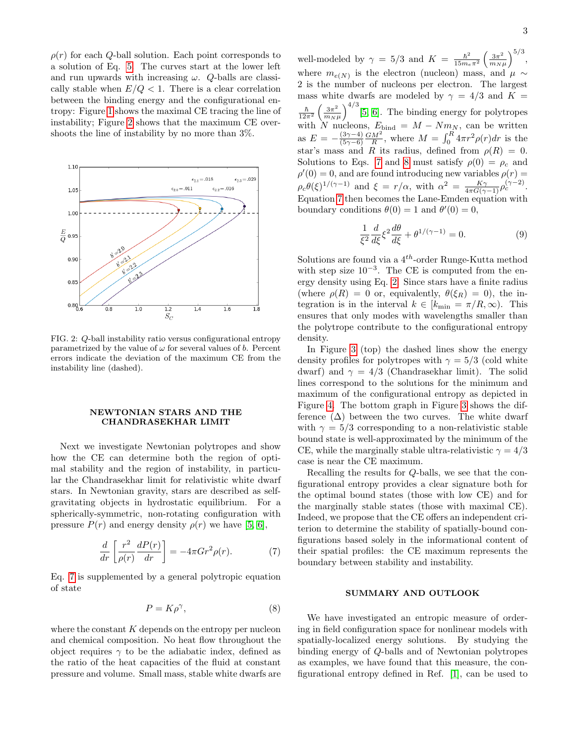$\rho(r)$ for each $Q$-ball solution. Each point corresponds to a solution of Eq. 5. The curves start at the lower left and run upwards with increasing $\omega$. $Q$-balls are classically stable when $E/Q < 1$. There is a clear correlation between the binding energy and the configurational entropy: Figure 1 shows the maximal CE tracing the line of instability; Figure 2 shows that the maximum CE overshoots the line of instability by no more than 3%.

FIG. 2: $Q$-ball instability ratio versus configurational entropy parametrized by the value of $\omega$ for several values of $b$. Percent errors indicate the deviation of the maximum CE from the instability line (dashed).

## NEWTONIAN STARS AND THE CHANDRASEKHAR LIMIT

Next we investigate Newtonian polytropes and show how the CE can determine both the region of optimal stability and the region of instability, in particular the Chandrasekhar limit for relativistic white dwarf stars. In Newtonian gravity, stars are described as self-gravitating objects in hydrostatic equilibrium. For a spherically-symmetric, non-rotating configuration with pressure $P(r)$ and energy density $\rho(r)$ we have [5, 6],

$$\frac{d}{dr}\left[\frac{r^2}{\rho(r)}\frac{dP(r)}{dr}\right] = -4\pi G r^2 \rho(r). \tag{7}$$

Eq. 7 is supplemented by a general polytropic equation of state

$$P = K\rho^{\gamma}, \tag{8}$$

where the constant $K$ depends on the entropy per nucleon and chemical composition. No heat flow throughout the object requires $\gamma$ to be the adiabatic index, defined as the ratio of the heat capacities of the fluid at constant pressure and volume. Small mass, stable white dwarfs are well-modeled by $\gamma = 5/3$ and $K = \frac{\hbar^2}{15 m_e \pi^2}\left(\frac{3\pi^2}{m_N \mu}\right)^{5/3}$, where $m_{e(N)}$ is the electron (nucleon) mass, and $\mu \sim 2$ is the number of nucleons per electron. The largest mass white dwarfs are modeled by $\gamma = 4/3$ and $K = \frac{\hbar}{12\pi^2}\left(\frac{3\pi^2}{m_N \mu}\right)^{4/3}$ [5, 6]. The binding energy for polytropes with $N$ nucleons, $E_{\rm bind} = M - N m_N$, can be written as $E = -\frac{(3\gamma-4)}{(5\gamma-6)}\frac{GM^2}{R}$, where $M = \int_0^R 4\pi r^2 \rho(r) dr$ is the star's mass and $R$ its radius, defined from $\rho(R) = 0$. Solutions to Eqs. 7 and 8 must satisfy $\rho(0) = \rho_c$ and $\rho'(0) = 0$, and are found introducing new variables $\rho(r) = \rho_c \theta(\xi)^{1/(\gamma-1)}$ and $\xi = r/\alpha$, with $\alpha^2 = \frac{K\gamma}{4\pi G(\gamma-1)}\rho_c^{(\gamma-2)}$. Equation 7 then becomes the Lane-Emden equation with boundary conditions $\theta(0) = 1$ and $\theta'(0) = 0$,

$$\frac{1}{\xi^2}\frac{d}{d\xi}\xi^2\frac{d\theta}{d\xi} + \theta^{1/(\gamma-1)} = 0. \tag{9}$$

Solutions are found via a $4^{th}$-order Runge-Kutta method with step size $10^{-3}$. The CE is computed from the energy density using Eq. 2. Since stars have a finite radius (where $\rho(R) = 0$ or, equivalently, $\theta(\xi_R) = 0$), the integration is in the interval $k \in [k_{\rm min} = \pi/R, \infty)$. This ensures that only modes with wavelengths smaller than the polytrope contribute to the configurational entropy density.

In Figure 3 (top) the dashed lines show the energy density profiles for polytropes with $\gamma = 5/3$ (cold white dwarf) and $\gamma = 4/3$ (Chandrasekhar limit). The solid lines correspond to the solutions for the minimum and maximum of the configurational entropy as depicted in Figure 4. The bottom graph in Figure 3 shows the difference ($\Delta$) between the two curves. The white dwarf with $\gamma = 5/3$ corresponding to a non-relativistic stable bound state is well-approximated by the minimum of the CE, while the marginally stable ultra-relativistic $\gamma = 4/3$ case is near the CE maximum.

Recalling the results for $Q$-balls, we see that the configurational entropy provides a clear signature both for the optimal bound states (those with low CE) and for the marginally stable states (those with maximal CE). Indeed, we propose that the CE offers an independent criterion to determine the stability of spatially-bound configurations based solely in the informational content of their spatial profiles: the CE maximum represents the boundary between stability and instability.

## SUMMARY AND OUTLOOK

We have investigated an entropic measure of ordering in field configuration space for nonlinear models with spatially-localized energy solutions. By studying the binding energy of $Q$-balls and of Newtonian polytropes as examples, we have found that this measure, the configurational entropy defined in Ref. [1], can be used to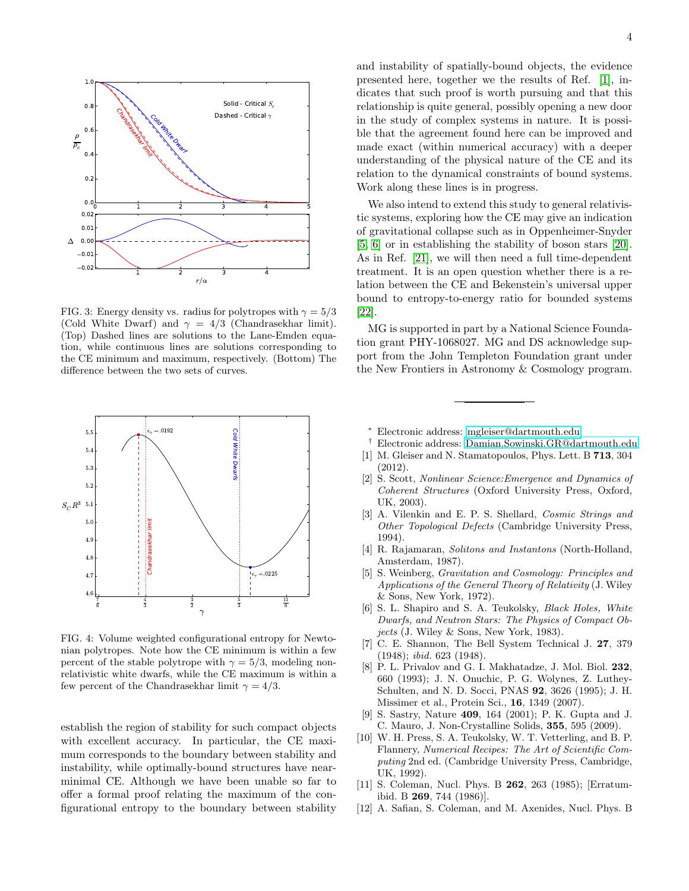FIG. 3: Energy density vs. radius for polytropes with $\gamma = 5/3$ (Cold White Dwarf) and $\gamma = 4/3$ (Chandrasekhar limit). (Top) Dashed lines are solutions to the Lane-Emden equation, while continuous lines are solutions corresponding to the CE minimum and maximum, respectively. (Bottom) The difference between the two sets of curves.

FIG. 4: Volume weighted configurational entropy for Newtonian polytropes. Note how the CE minimum is within a few percent of the stable polytrope with $\gamma = 5/3$, modeling non-relativistic white dwarfs, while the CE maximum is within a few percent of the Chandrasekhar limit $\gamma = 4/3$.

establish the region of stability for such compact objects with excellent accuracy. In particular, the CE maximum corresponds to the boundary between stability and instability, while optimally-bound structures have near-minimal CE. Although we have been unable so far to offer a formal proof relating the maximum of the configurational entropy to the boundary between stability and instability of spatially-bound objects, the evidence presented here, together we the results of Ref. [1], indicates that such proof is worth pursuing and that this relationship is quite general, possibly opening a new door in the study of complex systems in nature. It is possible that the agreement found here can be improved and made exact (within numerical accuracy) with a deeper understanding of the physical nature of the CE and its relation to the dynamical constraints of bound systems. Work along these lines is in progress.

We also intend to extend this study to general relativistic systems, exploring how the CE may give an indication of gravitational collapse such as in Oppenheimer-Snyder [5, 6] or in establishing the stability of boson stars [20]. As in Ref. [21], we will then need a full time-dependent treatment. It is an open question whether there is a relation between the CE and Bekenstein's universal upper bound to entropy-to-energy ratio for bounded systems [22].

MG is supported in part by a National Science Foundation grant PHY-1068027. MG and DS acknowledge support from the John Templeton Foundation grant under the New Frontiers in Astronomy & Cosmology program.

---

* Electronic address: mgleiser@dartmouth.edu
† Electronic address: Damian.Sowinski.GR@dartmouth.edu

[1] M. Gleiser and N. Stamatopoulos, Phys. Lett. B **713**, 304 (2012).
[2] S. Scott, *Nonlinear Science:Emergence and Dynamics of Coherent Structures* (Oxford University Press, Oxford, UK, 2003).
[3] A. Vilenkin and E. P. S. Shellard, *Cosmic Strings and Other Topological Defects* (Cambridge University Press, 1994).
[4] R. Rajamaran, *Solitons and Instantons* (North-Holland, Amsterdam, 1987).
[5] S. Weinberg, *Gravitation and Cosmology: Principles and Applications of the General Theory of Relativity* (J. Wiley & Sons, New York, 1972).
[6] S. L. Shapiro and S. A. Teukolsky, *Black Holes, White Dwarfs, and Neutron Stars: The Physics of Compact Objects* (J. Wiley & Sons, New York, 1983).
[7] C. E. Shannon, The Bell System Technical J. **27**, 379 (1948); *ibid.* 623 (1948).
[8] P. L. Privalov and G. I. Makhatadze, J. Mol. Biol. **232**, 660 (1993); J. N. Onuchic, P. G. Wolynes, Z. Luthey-Schulten, and N. D. Socci, PNAS **92**, 3626 (1995); J. H. Missimer et al., Protein Sci., **16**, 1349 (2007).
[9] S. Sastry, Nature **409**, 164 (2001); P. K. Gupta and J. C. Mauro, J. Non-Crystalline Solids, **355**, 595 (2009).
[10] W. H. Press, S. A. Teukolsky, W. T. Vetterling, and B. P. Flannery, *Numerical Recipes: The Art of Scientific Computing* 2nd ed. (Cambridge University Press, Cambridge, UK, 1992).
[11] S. Coleman, Nucl. Phys. B **262**, 263 (1985); [Erratum-ibid. B **269**, 744 (1986)].
[12] A. Safian, S. Coleman, and M. Axenides, Nucl. Phys. B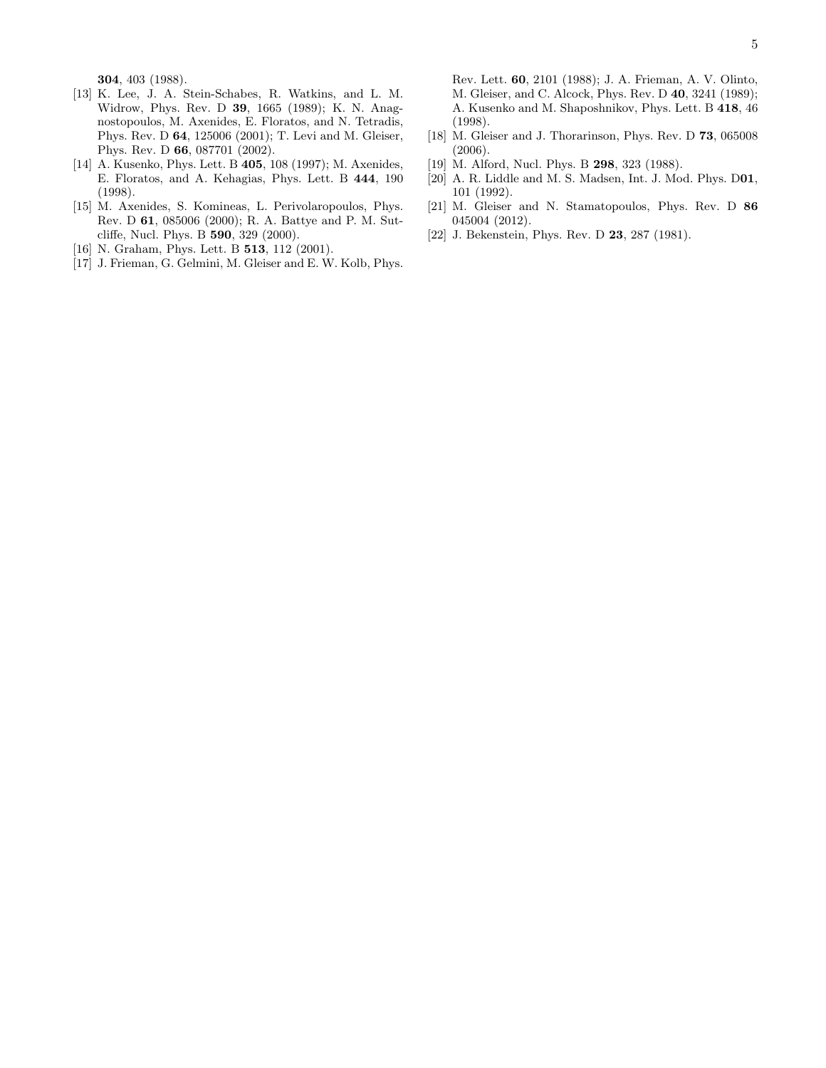**304**, 403 (1988).

[13] K. Lee, J. A. Stein-Schabes, R. Watkins, and L. M. Widrow, Phys. Rev. D **39**, 1665 (1989); K. N. Anagnostopoulos, M. Axenides, E. Floratos, and N. Tetradis, Phys. Rev. D **64**, 125006 (2001); T. Levi and M. Gleiser, Phys. Rev. D **66**, 087701 (2002).

[14] A. Kusenko, Phys. Lett. B **405**, 108 (1997); M. Axenides, E. Floratos, and A. Kehagias, Phys. Lett. B **444**, 190 (1998).

[15] M. Axenides, S. Komineas, L. Perivolaropoulos, Phys. Rev. D **61**, 085006 (2000); R. A. Battye and P. M. Sutcliffe, Nucl. Phys. B **590**, 329 (2000).

[16] N. Graham, Phys. Lett. B **513**, 112 (2001).

[17] J. Frieman, G. Gelmini, M. Gleiser and E. W. Kolb, Phys. Rev. Lett. **60**, 2101 (1988); J. A. Frieman, A. V. Olinto, M. Gleiser, and C. Alcock, Phys. Rev. D **40**, 3241 (1989); A. Kusenko and M. Shaposhnikov, Phys. Lett. B **418**, 46 (1998).

[18] M. Gleiser and J. Thorarinson, Phys. Rev. D **73**, 065008 (2006).

[19] M. Alford, Nucl. Phys. B **298**, 323 (1988).

[20] A. R. Liddle and M. S. Madsen, Int. J. Mod. Phys. D**01**, 101 (1992).

[21] M. Gleiser and N. Stamatopoulos, Phys. Rev. D **86** 045004 (2012).

[22] J. Bekenstein, Phys. Rev. D **23**, 287 (1981).